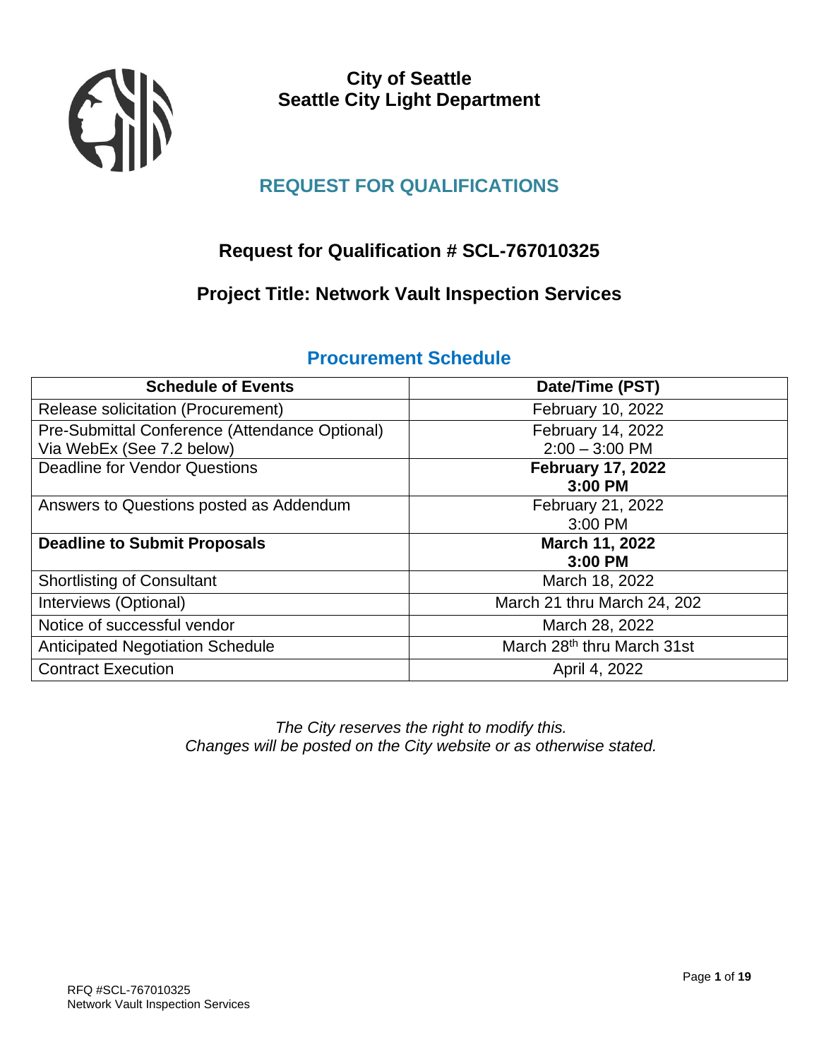# City of Seattle
# Seattle City Light Department

## REQUEST FOR QUALIFICATIONS

## Request for Qualification # SCL-767010325

## Project Title: Network Vault Inspection Services

### Procurement Schedule

| Schedule of Events | Date/Time (PST) |
|---|---|
| Release solicitation (Procurement) | February 10, 2022 |
| Pre-Submittal Conference (Attendance Optional) Via WebEx (See 7.2 below) | February 14, 2022 2:00 – 3:00 PM |
| Deadline for Vendor Questions | **February 17, 2022 3:00 PM** |
| Answers to Questions posted as Addendum | February 21, 2022 3:00 PM |
| **Deadline to Submit Proposals** | **March 11, 2022 3:00 PM** |
| Shortlisting of Consultant | March 18, 2022 |
| Interviews (Optional) | March 21 thru March 24, 202 |
| Notice of successful vendor | March 28, 2022 |
| Anticipated Negotiation Schedule | March 28th thru March 31st |
| Contract Execution | April 4, 2022 |

*The City reserves the right to modify this.*
*Changes will be posted on the City website or as otherwise stated.*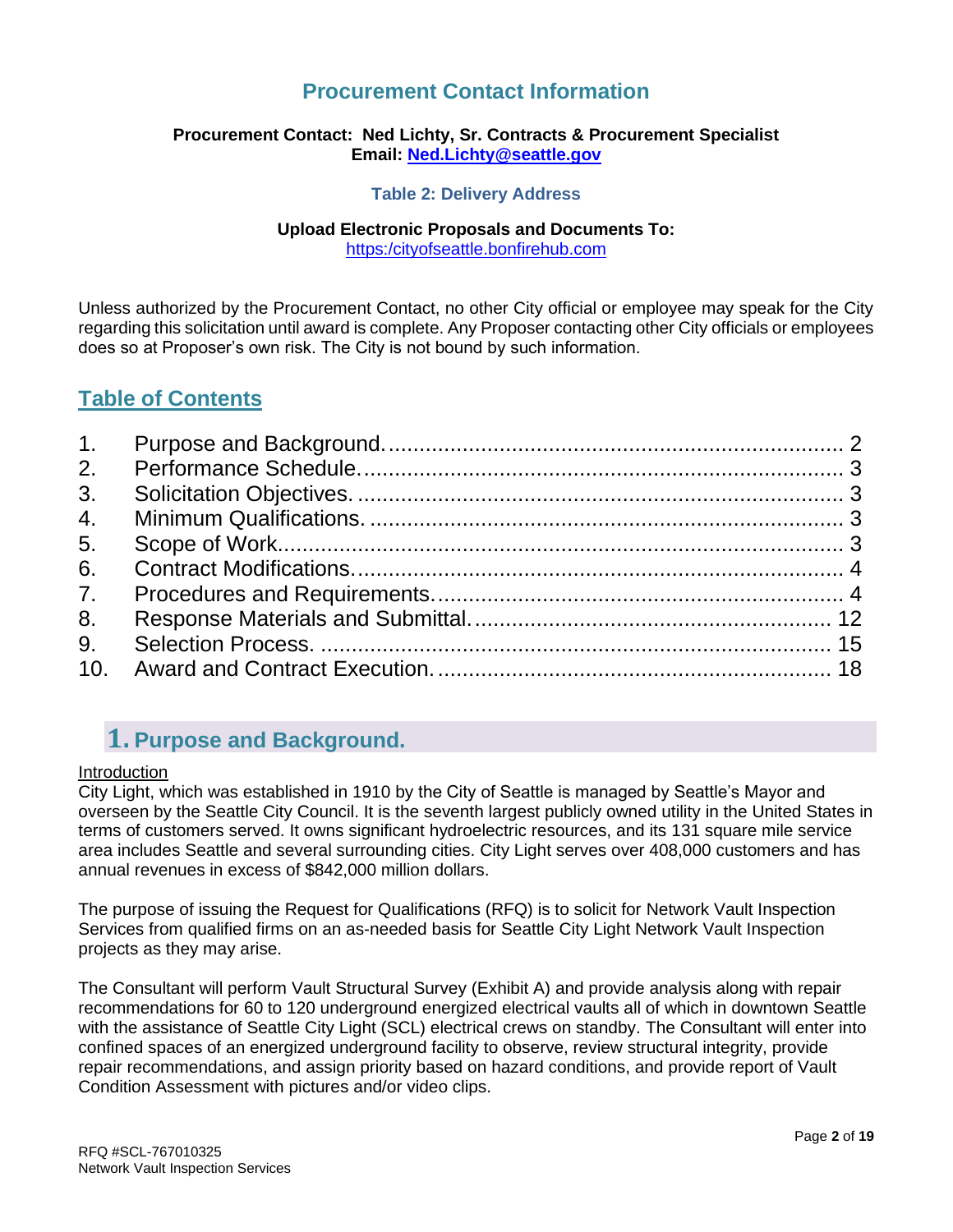# Procurement Contact Information

**Procurement Contact: Ned Lichty, Sr. Contracts & Procurement Specialist**
**Email: Ned.Lichty@seattle.gov**

**Table 2: Delivery Address**

**Upload Electronic Proposals and Documents To:**
https:/cityofseattle.bonfirehub.com

Unless authorized by the Procurement Contact, no other City official or employee may speak for the City regarding this solicitation until award is complete. Any Proposer contacting other City officials or employees does so at Proposer's own risk. The City is not bound by such information.

## Table of Contents

1. Purpose and Background. .......... 2
2. Performance Schedule. .......... 3
3. Solicitation Objectives. .......... 3
4. Minimum Qualifications. .......... 3
5. Scope of Work. .......... 3
6. Contract Modifications. .......... 4
7. Procedures and Requirements. .......... 4
8. Response Materials and Submittal. .......... 12
9. Selection Process. .......... 15
10. Award and Contract Execution. .......... 18

## 1. Purpose and Background.

Introduction

City Light, which was established in 1910 by the City of Seattle is managed by Seattle's Mayor and overseen by the Seattle City Council. It is the seventh largest publicly owned utility in the United States in terms of customers served. It owns significant hydroelectric resources, and its 131 square mile service area includes Seattle and several surrounding cities. City Light serves over 408,000 customers and has annual revenues in excess of $842,000 million dollars.

The purpose of issuing the Request for Qualifications (RFQ) is to solicit for Network Vault Inspection Services from qualified firms on an as-needed basis for Seattle City Light Network Vault Inspection projects as they may arise.

The Consultant will perform Vault Structural Survey (Exhibit A) and provide analysis along with repair recommendations for 60 to 120 underground energized electrical vaults all of which in downtown Seattle with the assistance of Seattle City Light (SCL) electrical crews on standby. The Consultant will enter into confined spaces of an energized underground facility to observe, review structural integrity, provide repair recommendations, and assign priority based on hazard conditions, and provide report of Vault Condition Assessment with pictures and/or video clips.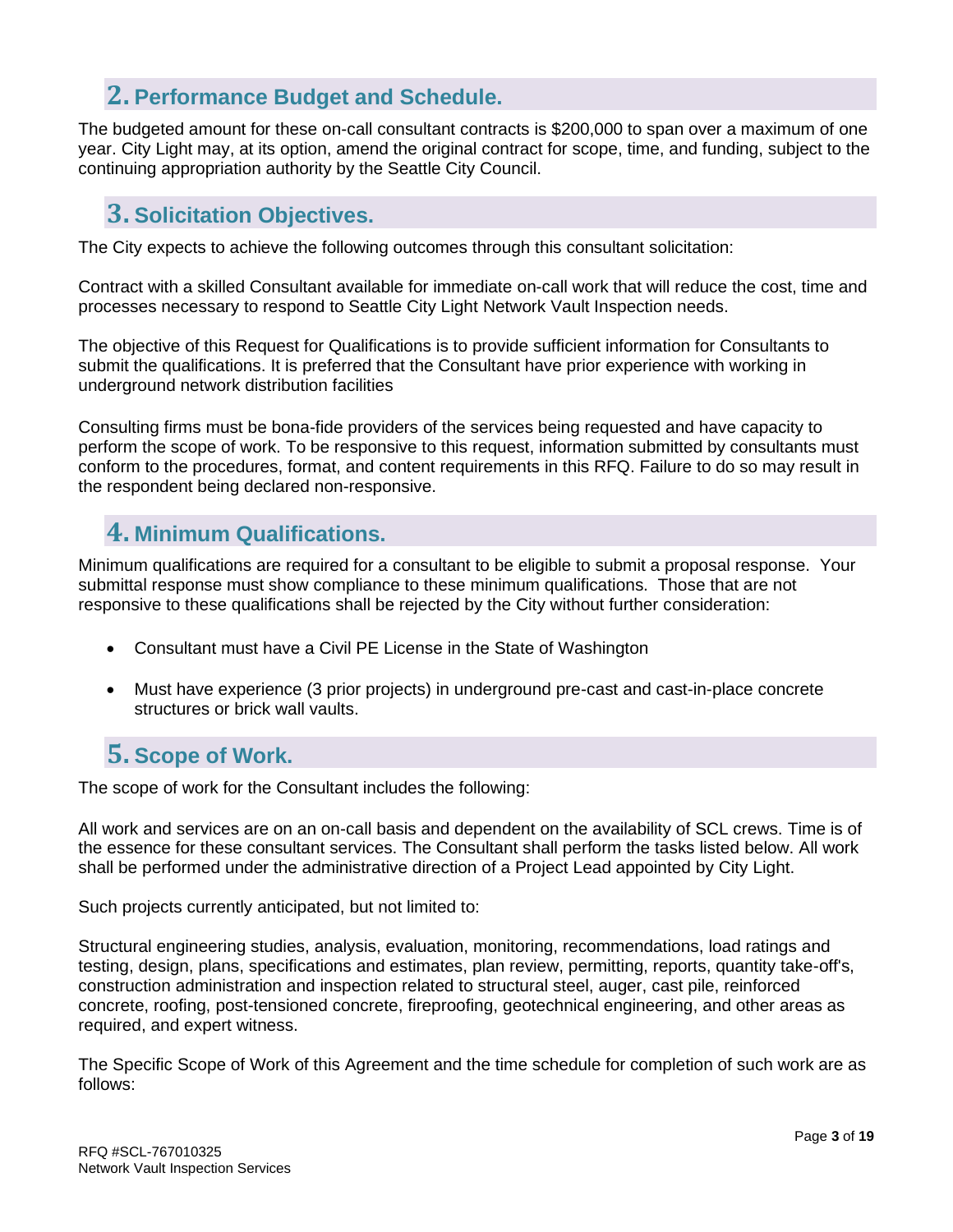## 2. Performance Budget and Schedule.

The budgeted amount for these on-call consultant contracts is $200,000 to span over a maximum of one year. City Light may, at its option, amend the original contract for scope, time, and funding, subject to the continuing appropriation authority by the Seattle City Council.

## 3. Solicitation Objectives.

The City expects to achieve the following outcomes through this consultant solicitation:

Contract with a skilled Consultant available for immediate on-call work that will reduce the cost, time and processes necessary to respond to Seattle City Light Network Vault Inspection needs.

The objective of this Request for Qualifications is to provide sufficient information for Consultants to submit the qualifications. It is preferred that the Consultant have prior experience with working in underground network distribution facilities

Consulting firms must be bona-fide providers of the services being requested and have capacity to perform the scope of work. To be responsive to this request, information submitted by consultants must conform to the procedures, format, and content requirements in this RFQ. Failure to do so may result in the respondent being declared non-responsive.

## 4. Minimum Qualifications.

Minimum qualifications are required for a consultant to be eligible to submit a proposal response. Your submittal response must show compliance to these minimum qualifications. Those that are not responsive to these qualifications shall be rejected by the City without further consideration:

- Consultant must have a Civil PE License in the State of Washington
- Must have experience (3 prior projects) in underground pre-cast and cast-in-place concrete structures or brick wall vaults.

## 5. Scope of Work.

The scope of work for the Consultant includes the following:

All work and services are on an on-call basis and dependent on the availability of SCL crews. Time is of the essence for these consultant services. The Consultant shall perform the tasks listed below. All work shall be performed under the administrative direction of a Project Lead appointed by City Light.

Such projects currently anticipated, but not limited to:

Structural engineering studies, analysis, evaluation, monitoring, recommendations, load ratings and testing, design, plans, specifications and estimates, plan review, permitting, reports, quantity take-off's, construction administration and inspection related to structural steel, auger, cast pile, reinforced concrete, roofing, post-tensioned concrete, fireproofing, geotechnical engineering, and other areas as required, and expert witness.

The Specific Scope of Work of this Agreement and the time schedule for completion of such work are as follows: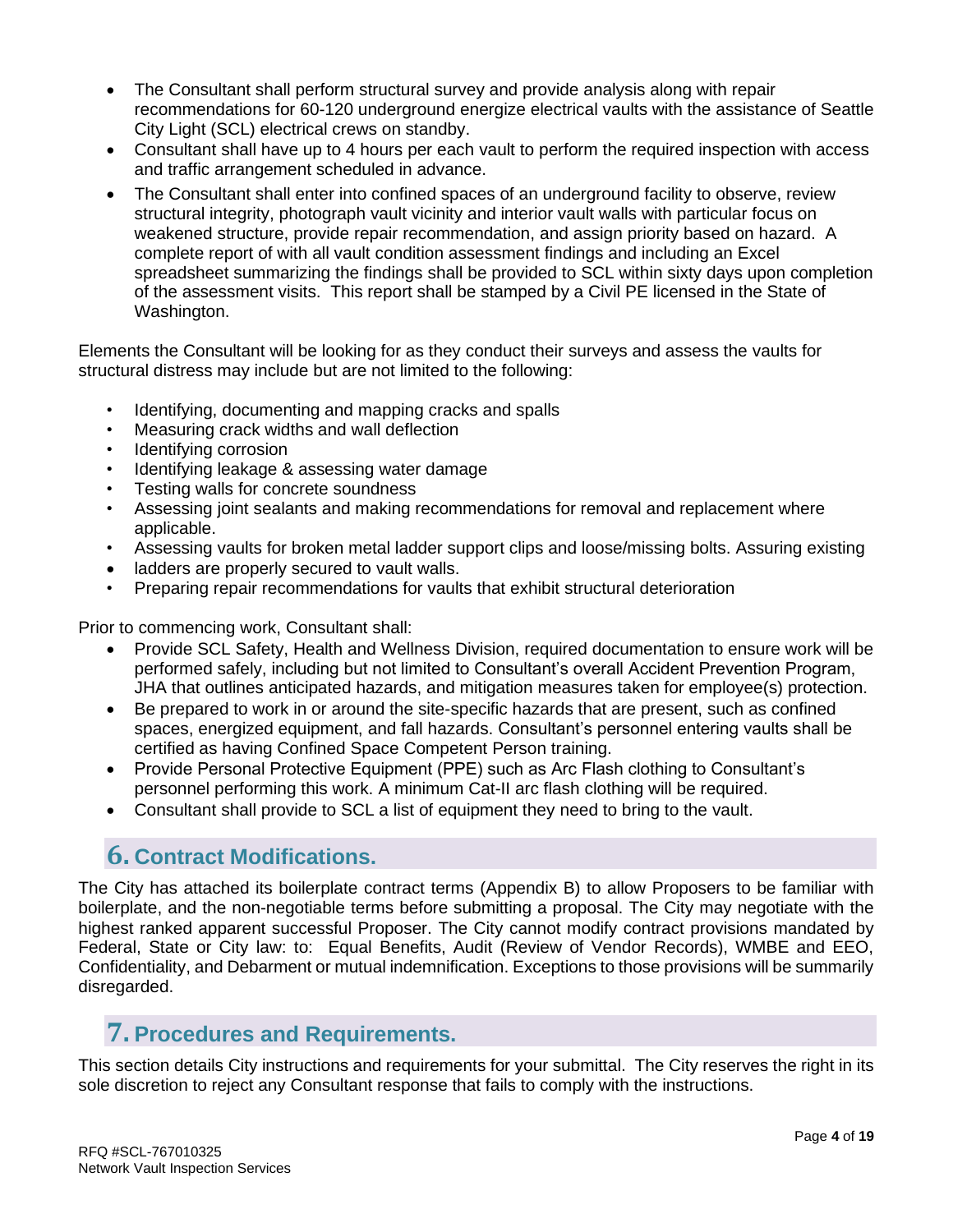- The Consultant shall perform structural survey and provide analysis along with repair recommendations for 60-120 underground energize electrical vaults with the assistance of Seattle City Light (SCL) electrical crews on standby.
- Consultant shall have up to 4 hours per each vault to perform the required inspection with access and traffic arrangement scheduled in advance.
- The Consultant shall enter into confined spaces of an underground facility to observe, review structural integrity, photograph vault vicinity and interior vault walls with particular focus on weakened structure, provide repair recommendation, and assign priority based on hazard. A complete report of with all vault condition assessment findings and including an Excel spreadsheet summarizing the findings shall be provided to SCL within sixty days upon completion of the assessment visits. This report shall be stamped by a Civil PE licensed in the State of Washington.

Elements the Consultant will be looking for as they conduct their surveys and assess the vaults for structural distress may include but are not limited to the following:

- Identifying, documenting and mapping cracks and spalls
- Measuring crack widths and wall deflection
- Identifying corrosion
- Identifying leakage & assessing water damage
- Testing walls for concrete soundness
- Assessing joint sealants and making recommendations for removal and replacement where applicable.
- Assessing vaults for broken metal ladder support clips and loose/missing bolts. Assuring existing
- ladders are properly secured to vault walls.
- Preparing repair recommendations for vaults that exhibit structural deterioration

Prior to commencing work, Consultant shall:

- Provide SCL Safety, Health and Wellness Division, required documentation to ensure work will be performed safely, including but not limited to Consultant's overall Accident Prevention Program, JHA that outlines anticipated hazards, and mitigation measures taken for employee(s) protection.
- Be prepared to work in or around the site-specific hazards that are present, such as confined spaces, energized equipment, and fall hazards. Consultant's personnel entering vaults shall be certified as having Confined Space Competent Person training.
- Provide Personal Protective Equipment (PPE) such as Arc Flash clothing to Consultant's personnel performing this work. A minimum Cat-II arc flash clothing will be required.
- Consultant shall provide to SCL a list of equipment they need to bring to the vault.

## 6. Contract Modifications.

The City has attached its boilerplate contract terms (Appendix B) to allow Proposers to be familiar with boilerplate, and the non-negotiable terms before submitting a proposal. The City may negotiate with the highest ranked apparent successful Proposer. The City cannot modify contract provisions mandated by Federal, State or City law: to: Equal Benefits, Audit (Review of Vendor Records), WMBE and EEO, Confidentiality, and Debarment or mutual indemnification. Exceptions to those provisions will be summarily disregarded.

## 7. Procedures and Requirements.

This section details City instructions and requirements for your submittal. The City reserves the right in its sole discretion to reject any Consultant response that fails to comply with the instructions.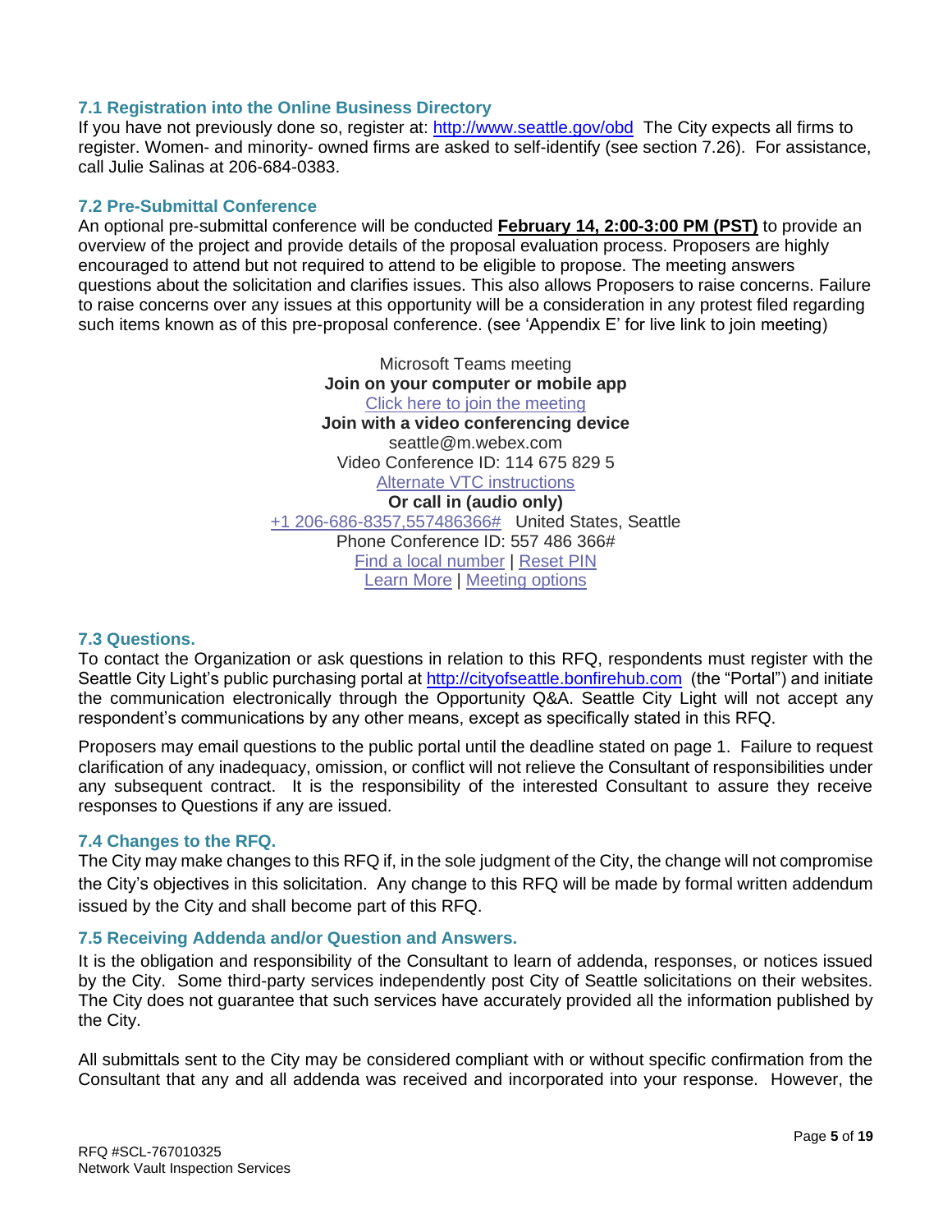### 7.1 Registration into the Online Business Directory

If you have not previously done so, register at: http://www.seattle.gov/obd The City expects all firms to register. Women- and minority- owned firms are asked to self-identify (see section 7.26). For assistance, call Julie Salinas at 206-684-0383.

### 7.2 Pre-Submittal Conference

An optional pre-submittal conference will be conducted **February 14, 2:00-3:00 PM (PST)** to provide an overview of the project and provide details of the proposal evaluation process. Proposers are highly encouraged to attend but not required to attend to be eligible to propose. The meeting answers questions about the solicitation and clarifies issues. This also allows Proposers to raise concerns. Failure to raise concerns over any issues at this opportunity will be a consideration in any protest filed regarding such items known as of this pre-proposal conference. (see 'Appendix E' for live link to join meeting)

Microsoft Teams meeting
**Join on your computer or mobile app**
Click here to join the meeting
**Join with a video conferencing device**
seattle@m.webex.com
Video Conference ID: 114 675 829 5
Alternate VTC instructions
**Or call in (audio only)**
+1 206-686-8357,557486366# United States, Seattle
Phone Conference ID: 557 486 366#
Find a local number | Reset PIN
Learn More | Meeting options

### 7.3 Questions.

To contact the Organization or ask questions in relation to this RFQ, respondents must register with the Seattle City Light's public purchasing portal at http://cityofseattle.bonfirehub.com (the "Portal") and initiate the communication electronically through the Opportunity Q&A. Seattle City Light will not accept any respondent's communications by any other means, except as specifically stated in this RFQ.

Proposers may email questions to the public portal until the deadline stated on page 1. Failure to request clarification of any inadequacy, omission, or conflict will not relieve the Consultant of responsibilities under any subsequent contract. It is the responsibility of the interested Consultant to assure they receive responses to Questions if any are issued.

### 7.4 Changes to the RFQ.

The City may make changes to this RFQ if, in the sole judgment of the City, the change will not compromise the City's objectives in this solicitation. Any change to this RFQ will be made by formal written addendum issued by the City and shall become part of this RFQ.

### 7.5 Receiving Addenda and/or Question and Answers.

It is the obligation and responsibility of the Consultant to learn of addenda, responses, or notices issued by the City. Some third-party services independently post City of Seattle solicitations on their websites. The City does not guarantee that such services have accurately provided all the information published by the City.

All submittals sent to the City may be considered compliant with or without specific confirmation from the Consultant that any and all addenda was received and incorporated into your response. However, the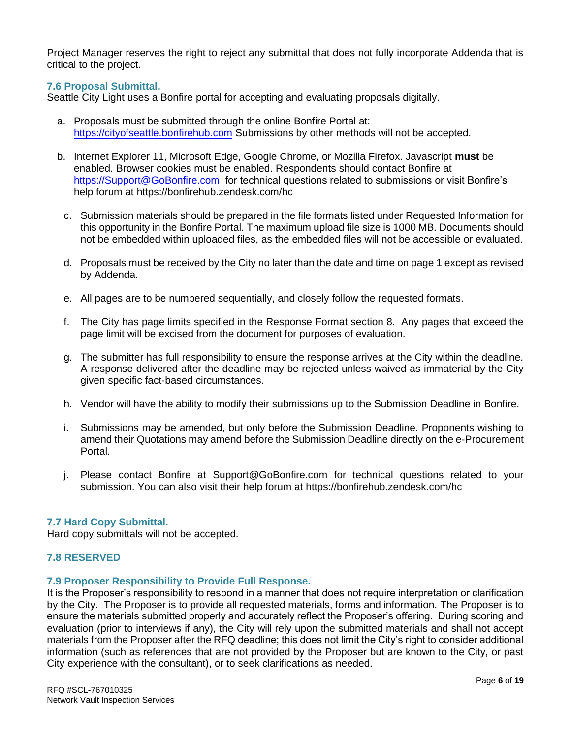Project Manager reserves the right to reject any submittal that does not fully incorporate Addenda that is critical to the project.

### 7.6 Proposal Submittal.

Seattle City Light uses a Bonfire portal for accepting and evaluating proposals digitally.

a. Proposals must be submitted through the online Bonfire Portal at: https://cityofseattle.bonfirehub.com Submissions by other methods will not be accepted.

b. Internet Explorer 11, Microsoft Edge, Google Chrome, or Mozilla Firefox. Javascript **must** be enabled. Browser cookies must be enabled. Respondents should contact Bonfire at https://Support@GoBonfire.com for technical questions related to submissions or visit Bonfire's help forum at https://bonfirehub.zendesk.com/hc

c. Submission materials should be prepared in the file formats listed under Requested Information for this opportunity in the Bonfire Portal. The maximum upload file size is 1000 MB. Documents should not be embedded within uploaded files, as the embedded files will not be accessible or evaluated.

d. Proposals must be received by the City no later than the date and time on page 1 except as revised by Addenda.

e. All pages are to be numbered sequentially, and closely follow the requested formats.

f. The City has page limits specified in the Response Format section 8. Any pages that exceed the page limit will be excised from the document for purposes of evaluation.

g. The submitter has full responsibility to ensure the response arrives at the City within the deadline. A response delivered after the deadline may be rejected unless waived as immaterial by the City given specific fact-based circumstances.

h. Vendor will have the ability to modify their submissions up to the Submission Deadline in Bonfire.

i. Submissions may be amended, but only before the Submission Deadline. Proponents wishing to amend their Quotations may amend before the Submission Deadline directly on the e-Procurement Portal.

j. Please contact Bonfire at Support@GoBonfire.com for technical questions related to your submission. You can also visit their help forum at https://bonfirehub.zendesk.com/hc

### 7.7 Hard Copy Submittal.

Hard copy submittals will not be accepted.

### 7.8 RESERVED

### 7.9 Proposer Responsibility to Provide Full Response.

It is the Proposer's responsibility to respond in a manner that does not require interpretation or clarification by the City. The Proposer is to provide all requested materials, forms and information. The Proposer is to ensure the materials submitted properly and accurately reflect the Proposer's offering. During scoring and evaluation (prior to interviews if any), the City will rely upon the submitted materials and shall not accept materials from the Proposer after the RFQ deadline; this does not limit the City's right to consider additional information (such as references that are not provided by the Proposer but are known to the City, or past City experience with the consultant), or to seek clarifications as needed.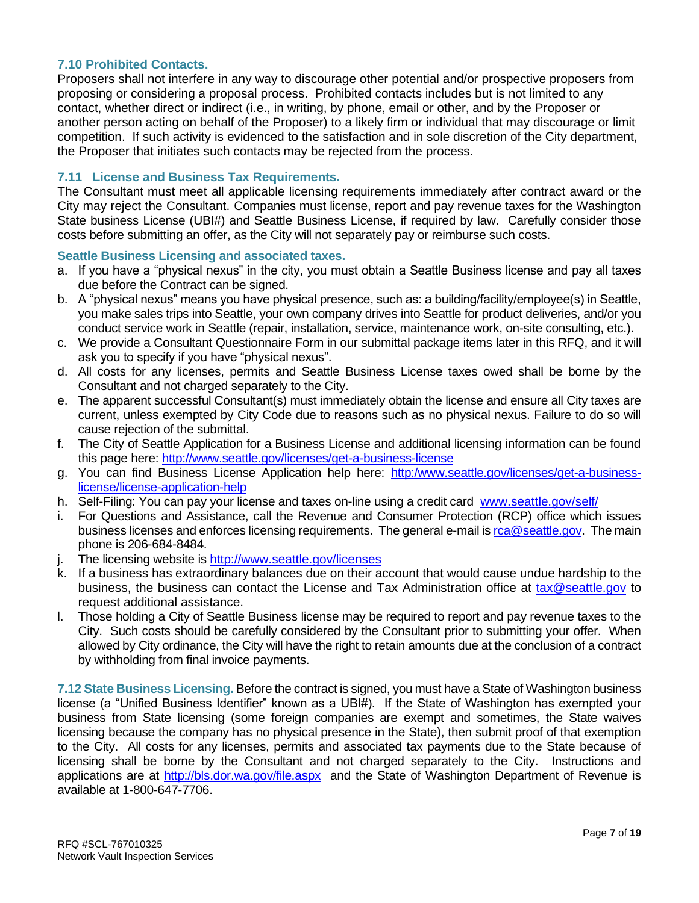### 7.10 Prohibited Contacts.

Proposers shall not interfere in any way to discourage other potential and/or prospective proposers from proposing or considering a proposal process. Prohibited contacts includes but is not limited to any contact, whether direct or indirect (i.e., in writing, by phone, email or other, and by the Proposer or another person acting on behalf of the Proposer) to a likely firm or individual that may discourage or limit competition. If such activity is evidenced to the satisfaction and in sole discretion of the City department, the Proposer that initiates such contacts may be rejected from the process.

### 7.11 License and Business Tax Requirements.

The Consultant must meet all applicable licensing requirements immediately after contract award or the City may reject the Consultant. Companies must license, report and pay revenue taxes for the Washington State business License (UBI#) and Seattle Business License, if required by law. Carefully consider those costs before submitting an offer, as the City will not separately pay or reimburse such costs.

#### Seattle Business Licensing and associated taxes.

a. If you have a "physical nexus" in the city, you must obtain a Seattle Business license and pay all taxes due before the Contract can be signed.
b. A "physical nexus" means you have physical presence, such as: a building/facility/employee(s) in Seattle, you make sales trips into Seattle, your own company drives into Seattle for product deliveries, and/or you conduct service work in Seattle (repair, installation, service, maintenance work, on-site consulting, etc.).
c. We provide a Consultant Questionnaire Form in our submittal package items later in this RFQ, and it will ask you to specify if you have "physical nexus".
d. All costs for any licenses, permits and Seattle Business License taxes owed shall be borne by the Consultant and not charged separately to the City.
e. The apparent successful Consultant(s) must immediately obtain the license and ensure all City taxes are current, unless exempted by City Code due to reasons such as no physical nexus. Failure to do so will cause rejection of the submittal.
f. The City of Seattle Application for a Business License and additional licensing information can be found this page here: http://www.seattle.gov/licenses/get-a-business-license
g. You can find Business License Application help here: http:/www.seattle.gov/licenses/get-a-business-license/license-application-help
h. Self-Filing: You can pay your license and taxes on-line using a credit card www.seattle.gov/self/
i. For Questions and Assistance, call the Revenue and Consumer Protection (RCP) office which issues business licenses and enforces licensing requirements. The general e-mail is rca@seattle.gov. The main phone is 206-684-8484.
j. The licensing website is http://www.seattle.gov/licenses
k. If a business has extraordinary balances due on their account that would cause undue hardship to the business, the business can contact the License and Tax Administration office at tax@seattle.gov to request additional assistance.
l. Those holding a City of Seattle Business license may be required to report and pay revenue taxes to the City. Such costs should be carefully considered by the Consultant prior to submitting your offer. When allowed by City ordinance, the City will have the right to retain amounts due at the conclusion of a contract by withholding from final invoice payments.

**7.12 State Business Licensing.** Before the contract is signed, you must have a State of Washington business license (a "Unified Business Identifier" known as a UBI#). If the State of Washington has exempted your business from State licensing (some foreign companies are exempt and sometimes, the State waives licensing because the company has no physical presence in the State), then submit proof of that exemption to the City. All costs for any licenses, permits and associated tax payments due to the State because of licensing shall be borne by the Consultant and not charged separately to the City. Instructions and applications are at http://bls.dor.wa.gov/file.aspx and the State of Washington Department of Revenue is available at 1-800-647-7706.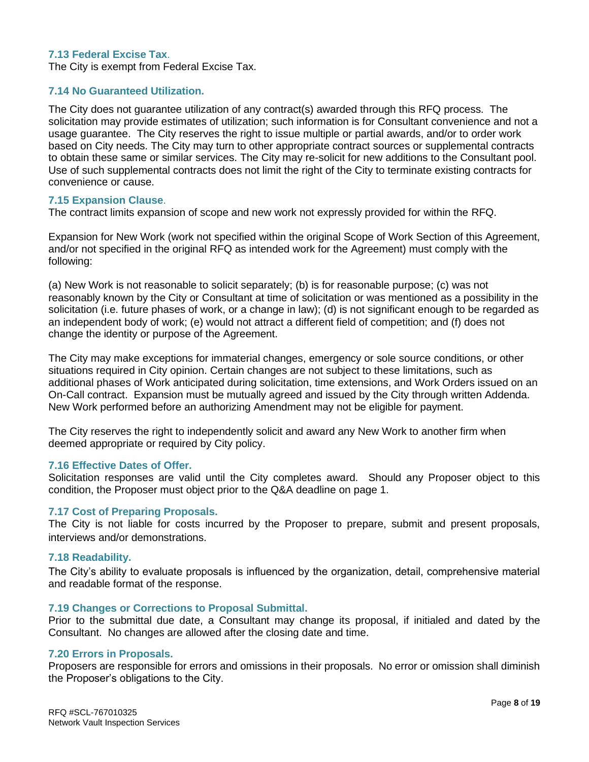### 7.13 Federal Excise Tax.

The City is exempt from Federal Excise Tax.

### 7.14 No Guaranteed Utilization.

The City does not guarantee utilization of any contract(s) awarded through this RFQ process. The solicitation may provide estimates of utilization; such information is for Consultant convenience and not a usage guarantee. The City reserves the right to issue multiple or partial awards, and/or to order work based on City needs. The City may turn to other appropriate contract sources or supplemental contracts to obtain these same or similar services. The City may re-solicit for new additions to the Consultant pool. Use of such supplemental contracts does not limit the right of the City to terminate existing contracts for convenience or cause.

### 7.15 Expansion Clause.

The contract limits expansion of scope and new work not expressly provided for within the RFQ.

Expansion for New Work (work not specified within the original Scope of Work Section of this Agreement, and/or not specified in the original RFQ as intended work for the Agreement) must comply with the following:

(a) New Work is not reasonable to solicit separately; (b) is for reasonable purpose; (c) was not reasonably known by the City or Consultant at time of solicitation or was mentioned as a possibility in the solicitation (i.e. future phases of work, or a change in law); (d) is not significant enough to be regarded as an independent body of work; (e) would not attract a different field of competition; and (f) does not change the identity or purpose of the Agreement.

The City may make exceptions for immaterial changes, emergency or sole source conditions, or other situations required in City opinion. Certain changes are not subject to these limitations, such as additional phases of Work anticipated during solicitation, time extensions, and Work Orders issued on an On-Call contract. Expansion must be mutually agreed and issued by the City through written Addenda. New Work performed before an authorizing Amendment may not be eligible for payment.

The City reserves the right to independently solicit and award any New Work to another firm when deemed appropriate or required by City policy.

### 7.16 Effective Dates of Offer.

Solicitation responses are valid until the City completes award. Should any Proposer object to this condition, the Proposer must object prior to the Q&A deadline on page 1.

### 7.17 Cost of Preparing Proposals.

The City is not liable for costs incurred by the Proposer to prepare, submit and present proposals, interviews and/or demonstrations.

### 7.18 Readability.

The City's ability to evaluate proposals is influenced by the organization, detail, comprehensive material and readable format of the response.

### 7.19 Changes or Corrections to Proposal Submittal.

Prior to the submittal due date, a Consultant may change its proposal, if initialed and dated by the Consultant. No changes are allowed after the closing date and time.

### 7.20 Errors in Proposals.

Proposers are responsible for errors and omissions in their proposals. No error or omission shall diminish the Proposer's obligations to the City.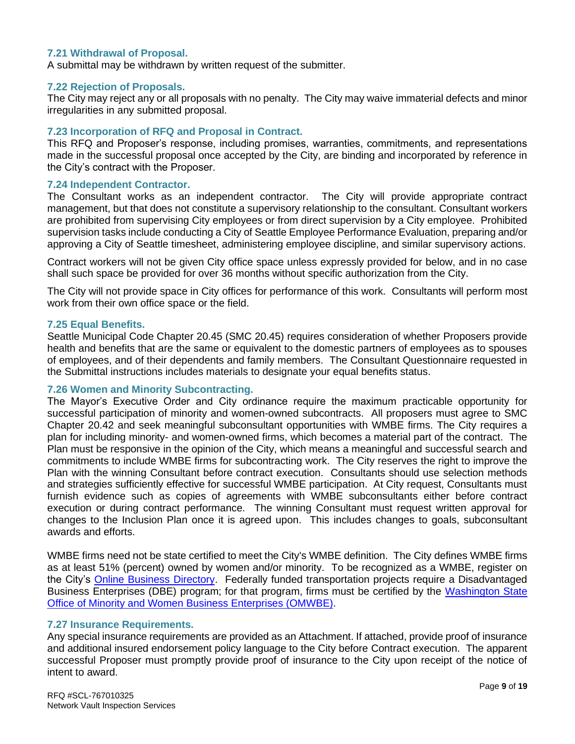### 7.21 Withdrawal of Proposal.

A submittal may be withdrawn by written request of the submitter.

### 7.22 Rejection of Proposals.

The City may reject any or all proposals with no penalty. The City may waive immaterial defects and minor irregularities in any submitted proposal.

### 7.23 Incorporation of RFQ and Proposal in Contract.

This RFQ and Proposer's response, including promises, warranties, commitments, and representations made in the successful proposal once accepted by the City, are binding and incorporated by reference in the City's contract with the Proposer.

### 7.24 Independent Contractor.

The Consultant works as an independent contractor. The City will provide appropriate contract management, but that does not constitute a supervisory relationship to the consultant. Consultant workers are prohibited from supervising City employees or from direct supervision by a City employee. Prohibited supervision tasks include conducting a City of Seattle Employee Performance Evaluation, preparing and/or approving a City of Seattle timesheet, administering employee discipline, and similar supervisory actions.

Contract workers will not be given City office space unless expressly provided for below, and in no case shall such space be provided for over 36 months without specific authorization from the City.

The City will not provide space in City offices for performance of this work. Consultants will perform most work from their own office space or the field.

### 7.25 Equal Benefits.

Seattle Municipal Code Chapter 20.45 (SMC 20.45) requires consideration of whether Proposers provide health and benefits that are the same or equivalent to the domestic partners of employees as to spouses of employees, and of their dependents and family members. The Consultant Questionnaire requested in the Submittal instructions includes materials to designate your equal benefits status.

### 7.26 Women and Minority Subcontracting.

The Mayor's Executive Order and City ordinance require the maximum practicable opportunity for successful participation of minority and women-owned subcontracts. All proposers must agree to SMC Chapter 20.42 and seek meaningful subconsultant opportunities with WMBE firms. The City requires a plan for including minority- and women-owned firms, which becomes a material part of the contract. The Plan must be responsive in the opinion of the City, which means a meaningful and successful search and commitments to include WMBE firms for subcontracting work. The City reserves the right to improve the Plan with the winning Consultant before contract execution. Consultants should use selection methods and strategies sufficiently effective for successful WMBE participation. At City request, Consultants must furnish evidence such as copies of agreements with WMBE subconsultants either before contract execution or during contract performance. The winning Consultant must request written approval for changes to the Inclusion Plan once it is agreed upon. This includes changes to goals, subconsultant awards and efforts.

WMBE firms need not be state certified to meet the City's WMBE definition. The City defines WMBE firms as at least 51% (percent) owned by women and/or minority. To be recognized as a WMBE, register on the City's Online Business Directory. Federally funded transportation projects require a Disadvantaged Business Enterprises (DBE) program; for that program, firms must be certified by the Washington State Office of Minority and Women Business Enterprises (OMWBE).

### 7.27 Insurance Requirements.

Any special insurance requirements are provided as an Attachment. If attached, provide proof of insurance and additional insured endorsement policy language to the City before Contract execution. The apparent successful Proposer must promptly provide proof of insurance to the City upon receipt of the notice of intent to award.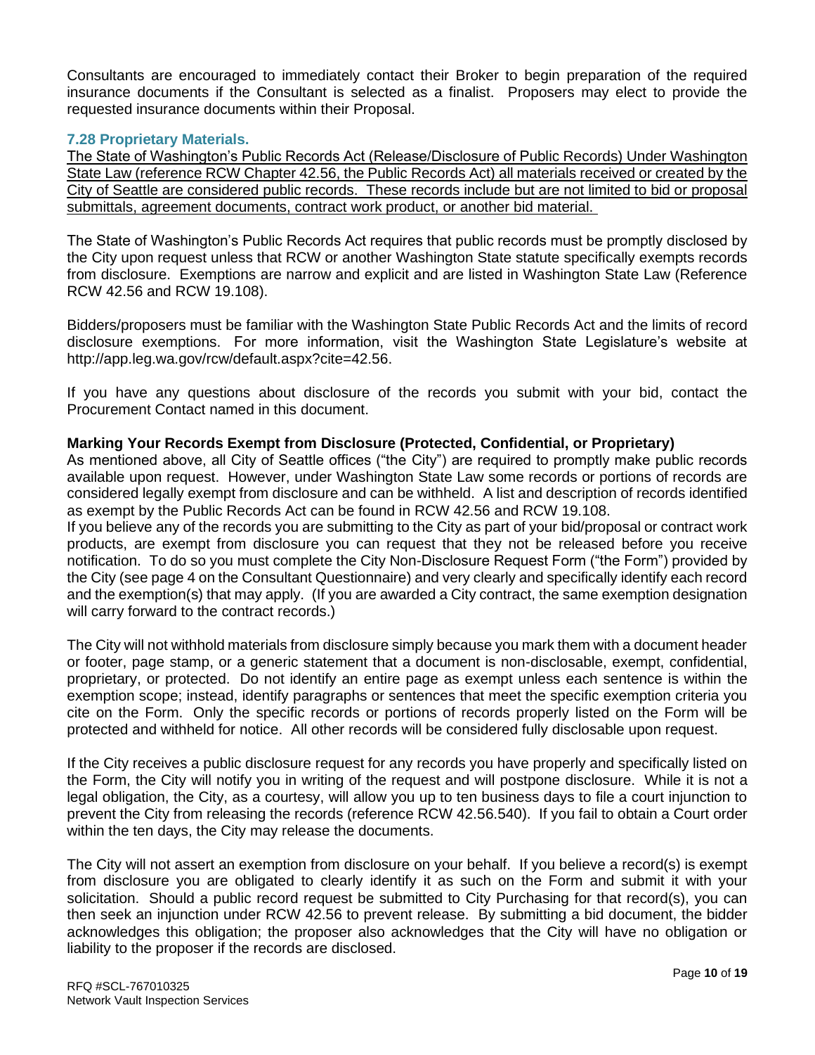Consultants are encouraged to immediately contact their Broker to begin preparation of the required insurance documents if the Consultant is selected as a finalist. Proposers may elect to provide the requested insurance documents within their Proposal.

### 7.28 Proprietary Materials.

<u>The State of Washington's Public Records Act (Release/Disclosure of Public Records) Under Washington State Law (reference RCW Chapter 42.56, the Public Records Act) all materials received or created by the City of Seattle are considered public records. These records include but are not limited to bid or proposal submittals, agreement documents, contract work product, or another bid material.</u>

The State of Washington's Public Records Act requires that public records must be promptly disclosed by the City upon request unless that RCW or another Washington State statute specifically exempts records from disclosure. Exemptions are narrow and explicit and are listed in Washington State Law (Reference RCW 42.56 and RCW 19.108).

Bidders/proposers must be familiar with the Washington State Public Records Act and the limits of record disclosure exemptions. For more information, visit the Washington State Legislature's website at http://app.leg.wa.gov/rcw/default.aspx?cite=42.56.

If you have any questions about disclosure of the records you submit with your bid, contact the Procurement Contact named in this document.

**Marking Your Records Exempt from Disclosure (Protected, Confidential, or Proprietary)**

As mentioned above, all City of Seattle offices ("the City") are required to promptly make public records available upon request. However, under Washington State Law some records or portions of records are considered legally exempt from disclosure and can be withheld. A list and description of records identified as exempt by the Public Records Act can be found in RCW 42.56 and RCW 19.108.

If you believe any of the records you are submitting to the City as part of your bid/proposal or contract work products, are exempt from disclosure you can request that they not be released before you receive notification. To do so you must complete the City Non-Disclosure Request Form ("the Form") provided by the City (see page 4 on the Consultant Questionnaire) and very clearly and specifically identify each record and the exemption(s) that may apply. (If you are awarded a City contract, the same exemption designation will carry forward to the contract records.)

The City will not withhold materials from disclosure simply because you mark them with a document header or footer, page stamp, or a generic statement that a document is non-disclosable, exempt, confidential, proprietary, or protected. Do not identify an entire page as exempt unless each sentence is within the exemption scope; instead, identify paragraphs or sentences that meet the specific exemption criteria you cite on the Form. Only the specific records or portions of records properly listed on the Form will be protected and withheld for notice. All other records will be considered fully disclosable upon request.

If the City receives a public disclosure request for any records you have properly and specifically listed on the Form, the City will notify you in writing of the request and will postpone disclosure. While it is not a legal obligation, the City, as a courtesy, will allow you up to ten business days to file a court injunction to prevent the City from releasing the records (reference RCW 42.56.540). If you fail to obtain a Court order within the ten days, the City may release the documents.

The City will not assert an exemption from disclosure on your behalf. If you believe a record(s) is exempt from disclosure you are obligated to clearly identify it as such on the Form and submit it with your solicitation. Should a public record request be submitted to City Purchasing for that record(s), you can then seek an injunction under RCW 42.56 to prevent release. By submitting a bid document, the bidder acknowledges this obligation; the proposer also acknowledges that the City will have no obligation or liability to the proposer if the records are disclosed.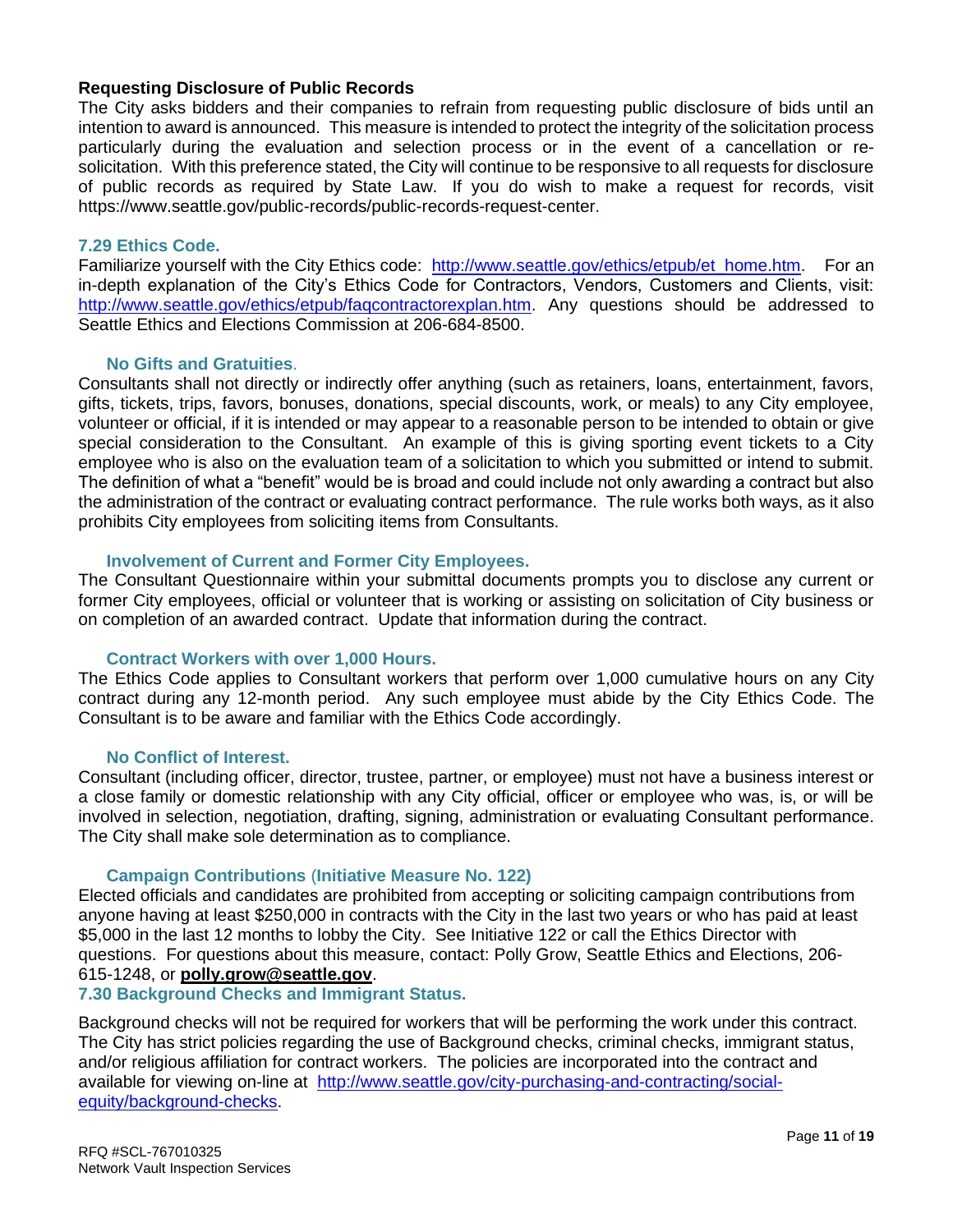### Requesting Disclosure of Public Records

The City asks bidders and their companies to refrain from requesting public disclosure of bids until an intention to award is announced. This measure is intended to protect the integrity of the solicitation process particularly during the evaluation and selection process or in the event of a cancellation or re-solicitation. With this preference stated, the City will continue to be responsive to all requests for disclosure of public records as required by State Law. If you do wish to make a request for records, visit https://www.seattle.gov/public-records/public-records-request-center.

## 7.29 Ethics Code.

Familiarize yourself with the City Ethics code: http://www.seattle.gov/ethics/etpub/et_home.htm. For an in-depth explanation of the City's Ethics Code for Contractors, Vendors, Customers and Clients, visit: http://www.seattle.gov/ethics/etpub/faqcontractorexplan.htm. Any questions should be addressed to Seattle Ethics and Elections Commission at 206-684-8500.

### No Gifts and Gratuities.

Consultants shall not directly or indirectly offer anything (such as retainers, loans, entertainment, favors, gifts, tickets, trips, favors, bonuses, donations, special discounts, work, or meals) to any City employee, volunteer or official, if it is intended or may appear to a reasonable person to be intended to obtain or give special consideration to the Consultant. An example of this is giving sporting event tickets to a City employee who is also on the evaluation team of a solicitation to which you submitted or intend to submit. The definition of what a "benefit" would be is broad and could include not only awarding a contract but also the administration of the contract or evaluating contract performance. The rule works both ways, as it also prohibits City employees from soliciting items from Consultants.

### Involvement of Current and Former City Employees.

The Consultant Questionnaire within your submittal documents prompts you to disclose any current or former City employees, official or volunteer that is working or assisting on solicitation of City business or on completion of an awarded contract. Update that information during the contract.

### Contract Workers with over 1,000 Hours.

The Ethics Code applies to Consultant workers that perform over 1,000 cumulative hours on any City contract during any 12-month period. Any such employee must abide by the City Ethics Code. The Consultant is to be aware and familiar with the Ethics Code accordingly.

### No Conflict of Interest.

Consultant (including officer, director, trustee, partner, or employee) must not have a business interest or a close family or domestic relationship with any City official, officer or employee who was, is, or will be involved in selection, negotiation, drafting, signing, administration or evaluating Consultant performance. The City shall make sole determination as to compliance.

### Campaign Contributions (Initiative Measure No. 122)

Elected officials and candidates are prohibited from accepting or soliciting campaign contributions from anyone having at least $250,000 in contracts with the City in the last two years or who has paid at least $5,000 in the last 12 months to lobby the City. See Initiative 122 or call the Ethics Director with questions. For questions about this measure, contact: Polly Grow, Seattle Ethics and Elections, 206-615-1248, or **polly.grow@seattle.gov**.

## 7.30 Background Checks and Immigrant Status.

Background checks will not be required for workers that will be performing the work under this contract. The City has strict policies regarding the use of Background checks, criminal checks, immigrant status, and/or religious affiliation for contract workers. The policies are incorporated into the contract and available for viewing on-line at http://www.seattle.gov/city-purchasing-and-contracting/social-equity/background-checks.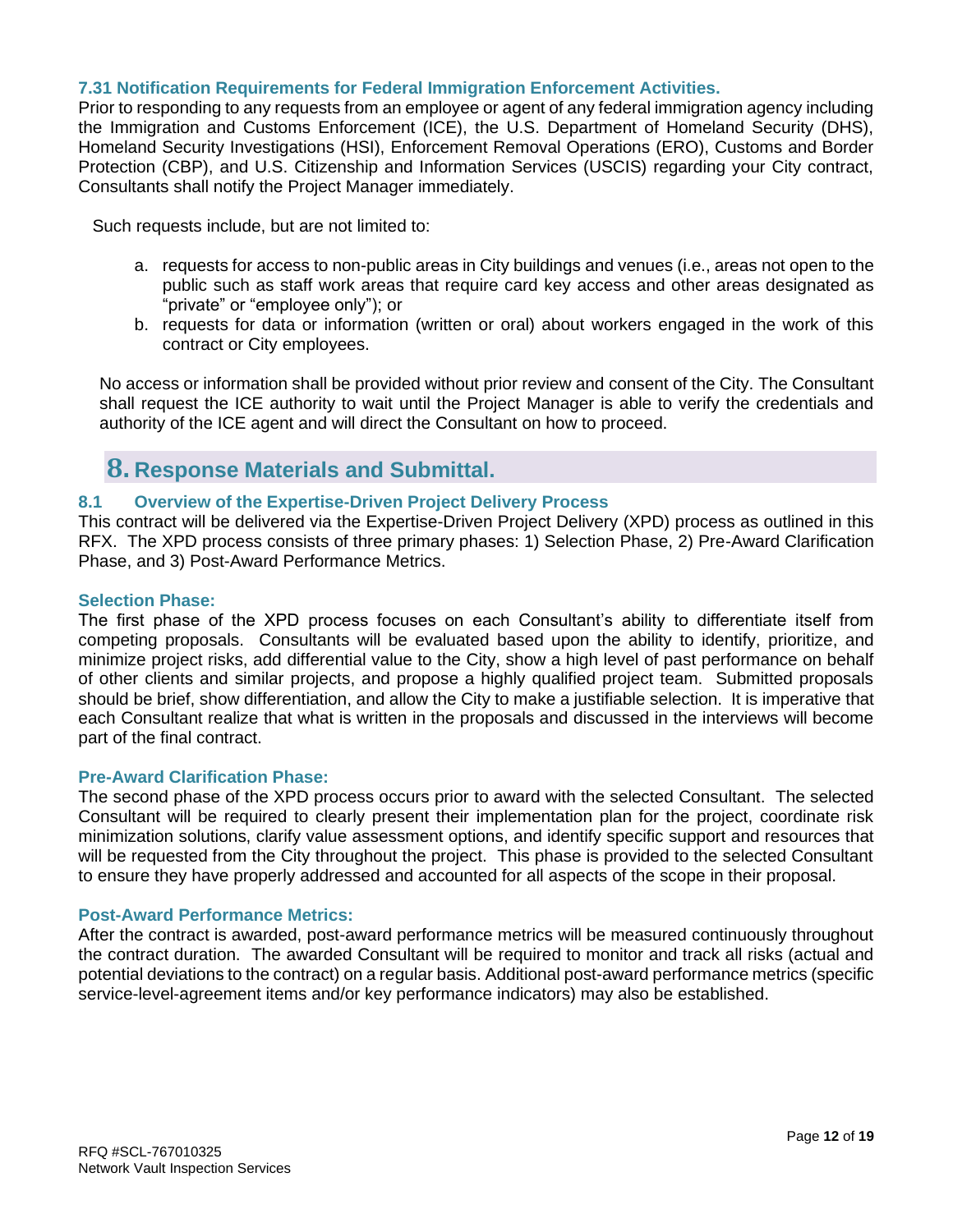### 7.31 Notification Requirements for Federal Immigration Enforcement Activities.

Prior to responding to any requests from an employee or agent of any federal immigration agency including the Immigration and Customs Enforcement (ICE), the U.S. Department of Homeland Security (DHS), Homeland Security Investigations (HSI), Enforcement Removal Operations (ERO), Customs and Border Protection (CBP), and U.S. Citizenship and Information Services (USCIS) regarding your City contract, Consultants shall notify the Project Manager immediately.

Such requests include, but are not limited to:

a. requests for access to non-public areas in City buildings and venues (i.e., areas not open to the public such as staff work areas that require card key access and other areas designated as "private" or "employee only"); or
b. requests for data or information (written or oral) about workers engaged in the work of this contract or City employees.

No access or information shall be provided without prior review and consent of the City. The Consultant shall request the ICE authority to wait until the Project Manager is able to verify the credentials and authority of the ICE agent and will direct the Consultant on how to proceed.

# 8. Response Materials and Submittal.

### 8.1 Overview of the Expertise-Driven Project Delivery Process

This contract will be delivered via the Expertise-Driven Project Delivery (XPD) process as outlined in this RFX. The XPD process consists of three primary phases: 1) Selection Phase, 2) Pre-Award Clarification Phase, and 3) Post-Award Performance Metrics.

#### Selection Phase:

The first phase of the XPD process focuses on each Consultant's ability to differentiate itself from competing proposals. Consultants will be evaluated based upon the ability to identify, prioritize, and minimize project risks, add differential value to the City, show a high level of past performance on behalf of other clients and similar projects, and propose a highly qualified project team. Submitted proposals should be brief, show differentiation, and allow the City to make a justifiable selection. It is imperative that each Consultant realize that what is written in the proposals and discussed in the interviews will become part of the final contract.

#### Pre-Award Clarification Phase:

The second phase of the XPD process occurs prior to award with the selected Consultant. The selected Consultant will be required to clearly present their implementation plan for the project, coordinate risk minimization solutions, clarify value assessment options, and identify specific support and resources that will be requested from the City throughout the project. This phase is provided to the selected Consultant to ensure they have properly addressed and accounted for all aspects of the scope in their proposal.

#### Post-Award Performance Metrics:

After the contract is awarded, post-award performance metrics will be measured continuously throughout the contract duration. The awarded Consultant will be required to monitor and track all risks (actual and potential deviations to the contract) on a regular basis. Additional post-award performance metrics (specific service-level-agreement items and/or key performance indicators) may also be established.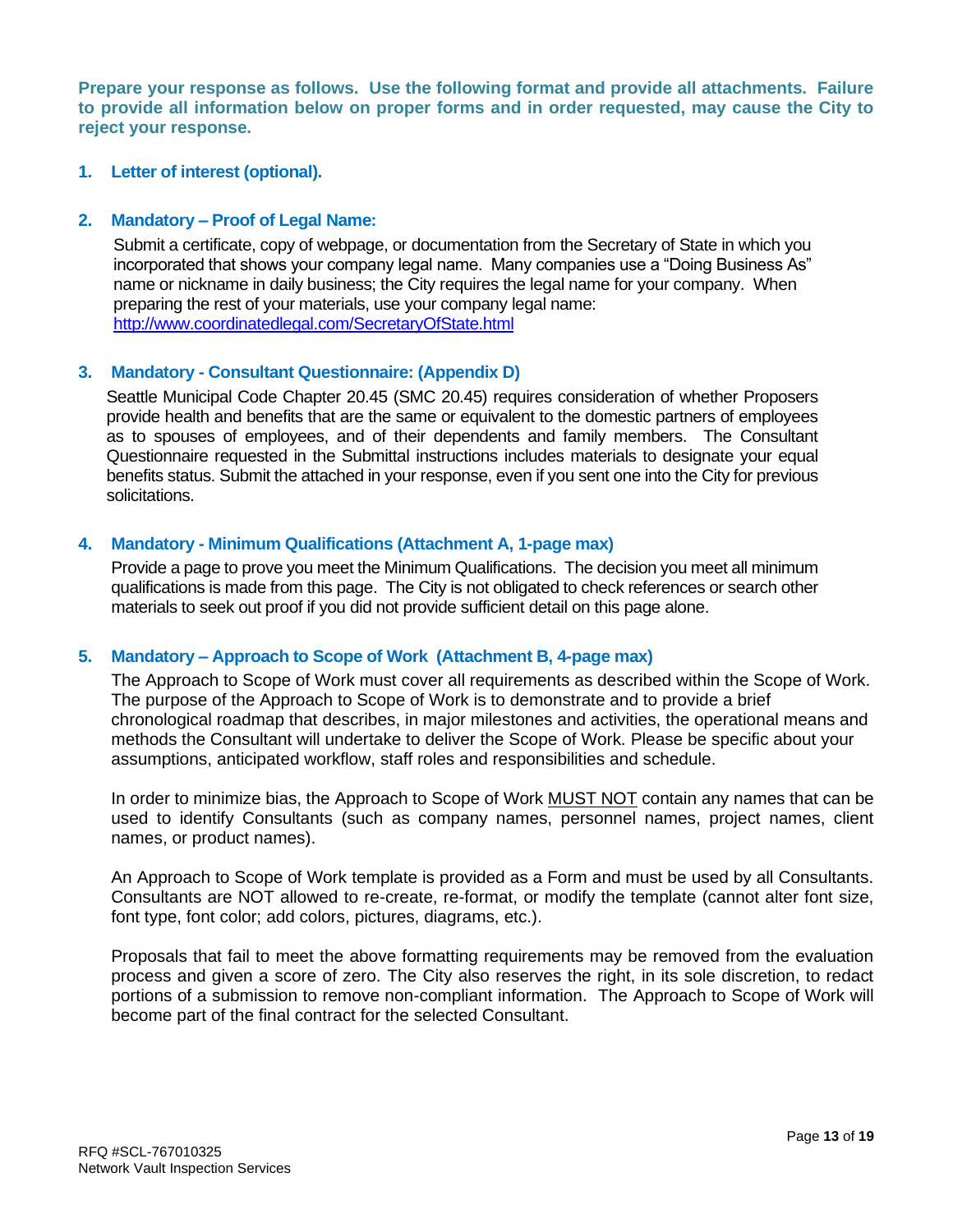**Prepare your response as follows. Use the following format and provide all attachments. Failure to provide all information below on proper forms and in order requested, may cause the City to reject your response.**

1. **Letter of interest (optional).**

2. **Mandatory – Proof of Legal Name:**

   Submit a certificate, copy of webpage, or documentation from the Secretary of State in which you incorporated that shows your company legal name. Many companies use a "Doing Business As" name or nickname in daily business; the City requires the legal name for your company. When preparing the rest of your materials, use your company legal name: [http://www.coordinatedlegal.com/SecretaryOfState.html](http://www.coordinatedlegal.com/SecretaryOfState.html)

3. **Mandatory - Consultant Questionnaire: (Appendix D)**

   Seattle Municipal Code Chapter 20.45 (SMC 20.45) requires consideration of whether Proposers provide health and benefits that are the same or equivalent to the domestic partners of employees as to spouses of employees, and of their dependents and family members. The Consultant Questionnaire requested in the Submittal instructions includes materials to designate your equal benefits status. Submit the attached in your response, even if you sent one into the City for previous solicitations.

4. **Mandatory - Minimum Qualifications (Attachment A, 1-page max)**

   Provide a page to prove you meet the Minimum Qualifications. The decision you meet all minimum qualifications is made from this page. The City is not obligated to check references or search other materials to seek out proof if you did not provide sufficient detail on this page alone.

5. **Mandatory – Approach to Scope of Work (Attachment B, 4-page max)**

   The Approach to Scope of Work must cover all requirements as described within the Scope of Work. The purpose of the Approach to Scope of Work is to demonstrate and to provide a brief chronological roadmap that describes, in major milestones and activities, the operational means and methods the Consultant will undertake to deliver the Scope of Work. Please be specific about your assumptions, anticipated workflow, staff roles and responsibilities and schedule.

   In order to minimize bias, the Approach to Scope of Work <u>MUST NOT</u> contain any names that can be used to identify Consultants (such as company names, personnel names, project names, client names, or product names).

   An Approach to Scope of Work template is provided as a Form and must be used by all Consultants. Consultants are NOT allowed to re-create, re-format, or modify the template (cannot alter font size, font type, font color; add colors, pictures, diagrams, etc.).

   Proposals that fail to meet the above formatting requirements may be removed from the evaluation process and given a score of zero. The City also reserves the right, in its sole discretion, to redact portions of a submission to remove non-compliant information. The Approach to Scope of Work will become part of the final contract for the selected Consultant.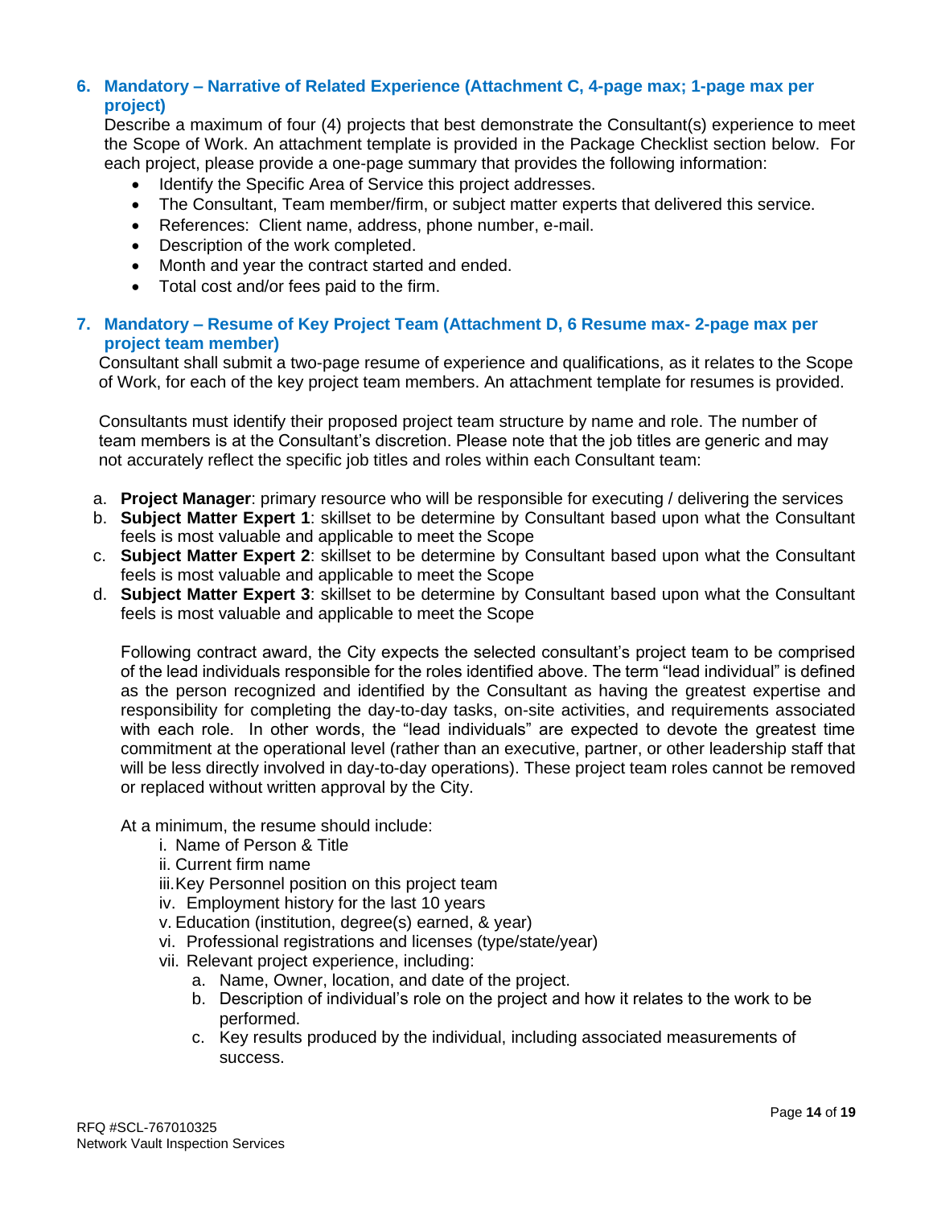### 6. Mandatory – Narrative of Related Experience (Attachment C, 4-page max; 1-page max per project)

Describe a maximum of four (4) projects that best demonstrate the Consultant(s) experience to meet the Scope of Work. An attachment template is provided in the Package Checklist section below. For each project, please provide a one-page summary that provides the following information:

- Identify the Specific Area of Service this project addresses.
- The Consultant, Team member/firm, or subject matter experts that delivered this service.
- References: Client name, address, phone number, e-mail.
- Description of the work completed.
- Month and year the contract started and ended.
- Total cost and/or fees paid to the firm.

### 7. Mandatory – Resume of Key Project Team (Attachment D, 6 Resume max- 2-page max per project team member)

Consultant shall submit a two-page resume of experience and qualifications, as it relates to the Scope of Work, for each of the key project team members. An attachment template for resumes is provided.

Consultants must identify their proposed project team structure by name and role. The number of team members is at the Consultant's discretion. Please note that the job titles are generic and may not accurately reflect the specific job titles and roles within each Consultant team:

a. **Project Manager**: primary resource who will be responsible for executing / delivering the services
b. **Subject Matter Expert 1**: skillset to be determine by Consultant based upon what the Consultant feels is most valuable and applicable to meet the Scope
c. **Subject Matter Expert 2**: skillset to be determine by Consultant based upon what the Consultant feels is most valuable and applicable to meet the Scope
d. **Subject Matter Expert 3**: skillset to be determine by Consultant based upon what the Consultant feels is most valuable and applicable to meet the Scope

Following contract award, the City expects the selected consultant's project team to be comprised of the lead individuals responsible for the roles identified above. The term "lead individual" is defined as the person recognized and identified by the Consultant as having the greatest expertise and responsibility for completing the day-to-day tasks, on-site activities, and requirements associated with each role. In other words, the "lead individuals" are expected to devote the greatest time commitment at the operational level (rather than an executive, partner, or other leadership staff that will be less directly involved in day-to-day operations). These project team roles cannot be removed or replaced without written approval by the City.

At a minimum, the resume should include:

i. Name of Person & Title
ii. Current firm name
iii. Key Personnel position on this project team
iv. Employment history for the last 10 years
v. Education (institution, degree(s) earned, & year)
vi. Professional registrations and licenses (type/state/year)
vii. Relevant project experience, including:
   a. Name, Owner, location, and date of the project.
   b. Description of individual's role on the project and how it relates to the work to be performed.
   c. Key results produced by the individual, including associated measurements of success.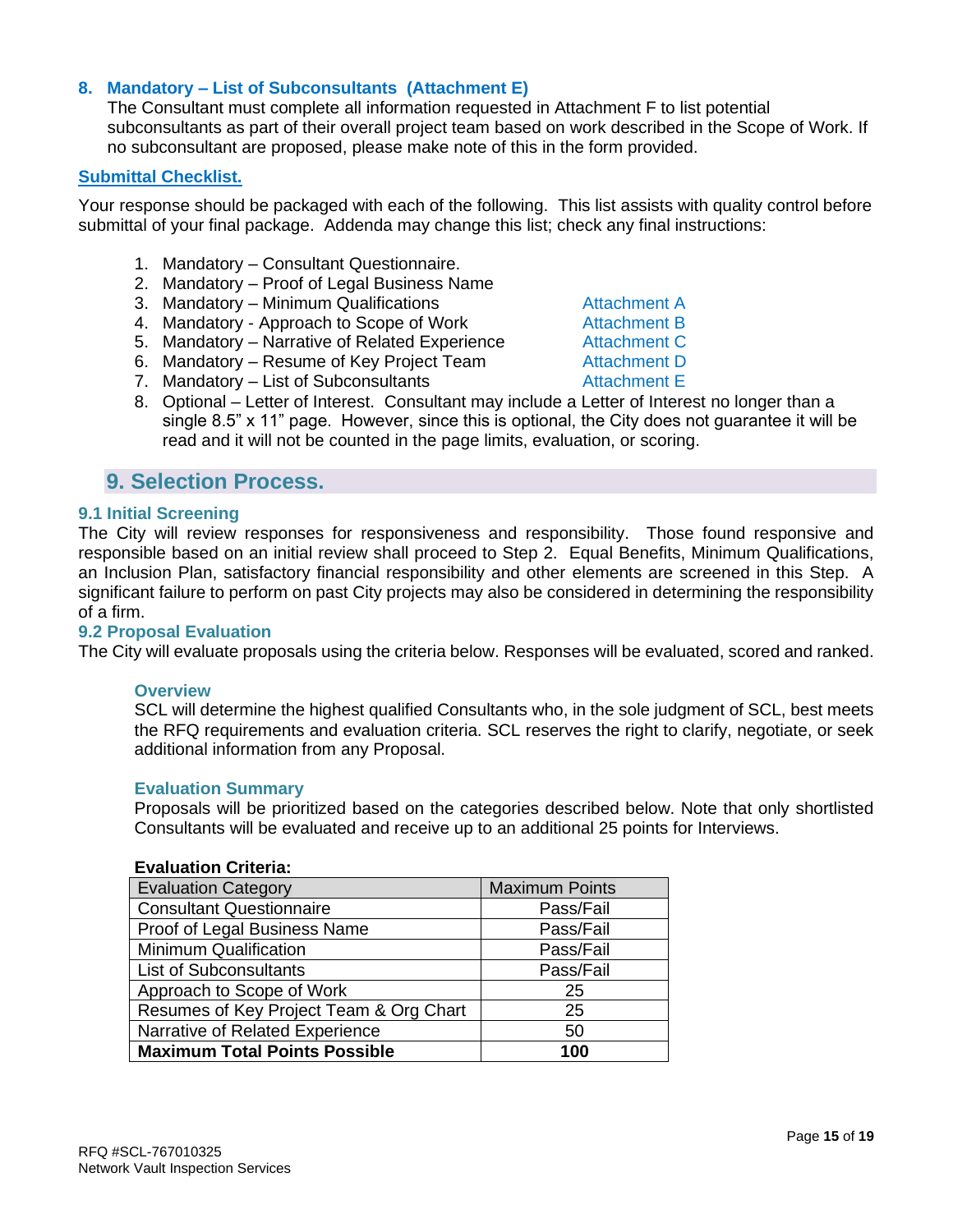### 8. Mandatory – List of Subconsultants (Attachment E)

The Consultant must complete all information requested in Attachment F to list potential subconsultants as part of their overall project team based on work described in the Scope of Work. If no subconsultant are proposed, please make note of this in the form provided.

**Submittal Checklist.**

Your response should be packaged with each of the following. This list assists with quality control before submittal of your final package. Addenda may change this list; check any final instructions:

1. Mandatory – Consultant Questionnaire.
2. Mandatory – Proof of Legal Business Name
3. Mandatory – Minimum Qualifications — Attachment A
4. Mandatory - Approach to Scope of Work — Attachment B
5. Mandatory – Narrative of Related Experience — Attachment C
6. Mandatory – Resume of Key Project Team — Attachment D
7. Mandatory – List of Subconsultants — Attachment E
8. Optional – Letter of Interest. Consultant may include a Letter of Interest no longer than a single 8.5" x 11" page. However, since this is optional, the City does not guarantee it will be read and it will not be counted in the page limits, evaluation, or scoring.

## 9. Selection Process.

### 9.1 Initial Screening

The City will review responses for responsiveness and responsibility. Those found responsive and responsible based on an initial review shall proceed to Step 2. Equal Benefits, Minimum Qualifications, an Inclusion Plan, satisfactory financial responsibility and other elements are screened in this Step. A significant failure to perform on past City projects may also be considered in determining the responsibility of a firm.

### 9.2 Proposal Evaluation

The City will evaluate proposals using the criteria below. Responses will be evaluated, scored and ranked.

#### Overview

SCL will determine the highest qualified Consultants who, in the sole judgment of SCL, best meets the RFQ requirements and evaluation criteria. SCL reserves the right to clarify, negotiate, or seek additional information from any Proposal.

#### Evaluation Summary

Proposals will be prioritized based on the categories described below. Note that only shortlisted Consultants will be evaluated and receive up to an additional 25 points for Interviews.

**Evaluation Criteria:**

| Evaluation Category | Maximum Points |
|---|---|
| Consultant Questionnaire | Pass/Fail |
| Proof of Legal Business Name | Pass/Fail |
| Minimum Qualification | Pass/Fail |
| List of Subconsultants | Pass/Fail |
| Approach to Scope of Work | 25 |
| Resumes of Key Project Team & Org Chart | 25 |
| Narrative of Related Experience | 50 |
| **Maximum Total Points Possible** | **100** |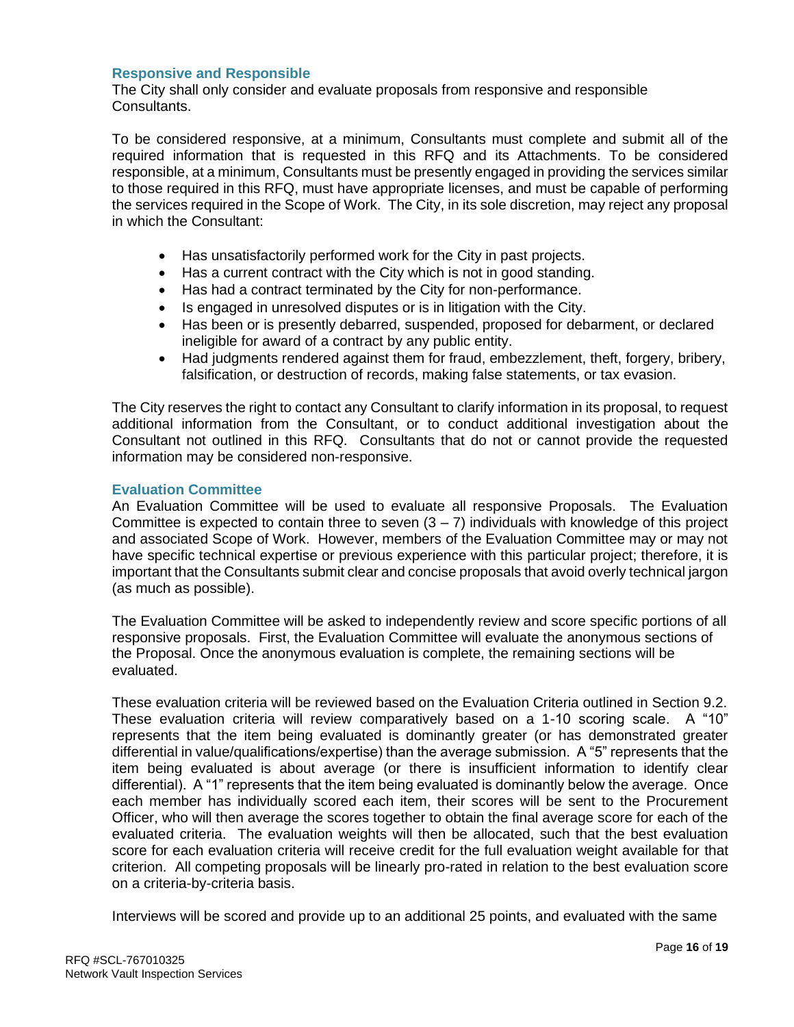### Responsive and Responsible

The City shall only consider and evaluate proposals from responsive and responsible Consultants.

To be considered responsive, at a minimum, Consultants must complete and submit all of the required information that is requested in this RFQ and its Attachments. To be considered responsible, at a minimum, Consultants must be presently engaged in providing the services similar to those required in this RFQ, must have appropriate licenses, and must be capable of performing the services required in the Scope of Work. The City, in its sole discretion, may reject any proposal in which the Consultant:

- Has unsatisfactorily performed work for the City in past projects.
- Has a current contract with the City which is not in good standing.
- Has had a contract terminated by the City for non-performance.
- Is engaged in unresolved disputes or is in litigation with the City.
- Has been or is presently debarred, suspended, proposed for debarment, or declared ineligible for award of a contract by any public entity.
- Had judgments rendered against them for fraud, embezzlement, theft, forgery, bribery, falsification, or destruction of records, making false statements, or tax evasion.

The City reserves the right to contact any Consultant to clarify information in its proposal, to request additional information from the Consultant, or to conduct additional investigation about the Consultant not outlined in this RFQ. Consultants that do not or cannot provide the requested information may be considered non-responsive.

### Evaluation Committee

An Evaluation Committee will be used to evaluate all responsive Proposals. The Evaluation Committee is expected to contain three to seven (3 – 7) individuals with knowledge of this project and associated Scope of Work. However, members of the Evaluation Committee may or may not have specific technical expertise or previous experience with this particular project; therefore, it is important that the Consultants submit clear and concise proposals that avoid overly technical jargon (as much as possible).

The Evaluation Committee will be asked to independently review and score specific portions of all responsive proposals. First, the Evaluation Committee will evaluate the anonymous sections of the Proposal. Once the anonymous evaluation is complete, the remaining sections will be evaluated.

These evaluation criteria will be reviewed based on the Evaluation Criteria outlined in Section 9.2. These evaluation criteria will review comparatively based on a 1-10 scoring scale. A "10" represents that the item being evaluated is dominantly greater (or has demonstrated greater differential in value/qualifications/expertise) than the average submission. A "5" represents that the item being evaluated is about average (or there is insufficient information to identify clear differential). A "1" represents that the item being evaluated is dominantly below the average. Once each member has individually scored each item, their scores will be sent to the Procurement Officer, who will then average the scores together to obtain the final average score for each of the evaluated criteria. The evaluation weights will then be allocated, such that the best evaluation score for each evaluation criteria will receive credit for the full evaluation weight available for that criterion. All competing proposals will be linearly pro-rated in relation to the best evaluation score on a criteria-by-criteria basis.

Interviews will be scored and provide up to an additional 25 points, and evaluated with the same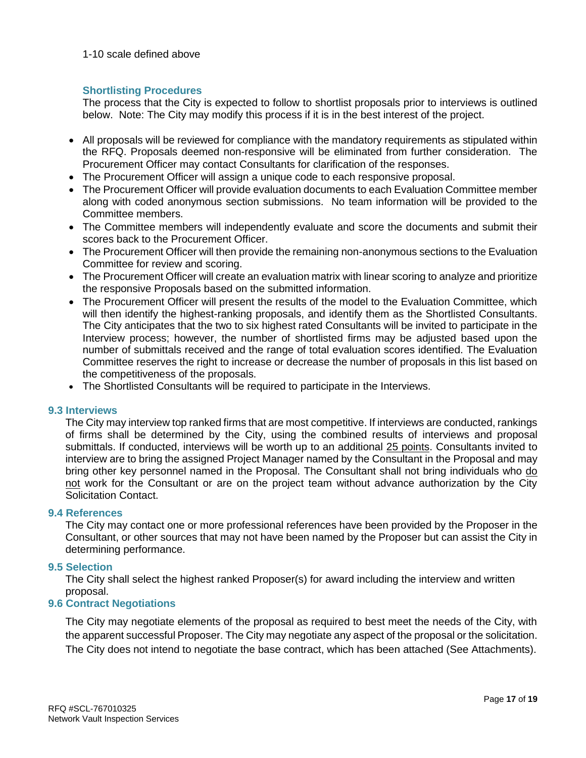1-10 scale defined above

### Shortlisting Procedures

The process that the City is expected to follow to shortlist proposals prior to interviews is outlined below. Note: The City may modify this process if it is in the best interest of the project.

- All proposals will be reviewed for compliance with the mandatory requirements as stipulated within the RFQ. Proposals deemed non-responsive will be eliminated from further consideration. The Procurement Officer may contact Consultants for clarification of the responses.
- The Procurement Officer will assign a unique code to each responsive proposal.
- The Procurement Officer will provide evaluation documents to each Evaluation Committee member along with coded anonymous section submissions. No team information will be provided to the Committee members.
- The Committee members will independently evaluate and score the documents and submit their scores back to the Procurement Officer.
- The Procurement Officer will then provide the remaining non-anonymous sections to the Evaluation Committee for review and scoring.
- The Procurement Officer will create an evaluation matrix with linear scoring to analyze and prioritize the responsive Proposals based on the submitted information.
- The Procurement Officer will present the results of the model to the Evaluation Committee, which will then identify the highest-ranking proposals, and identify them as the Shortlisted Consultants. The City anticipates that the two to six highest rated Consultants will be invited to participate in the Interview process; however, the number of shortlisted firms may be adjusted based upon the number of submittals received and the range of total evaluation scores identified. The Evaluation Committee reserves the right to increase or decrease the number of proposals in this list based on the competitiveness of the proposals.
- The Shortlisted Consultants will be required to participate in the Interviews.

## 9.3 Interviews

The City may interview top ranked firms that are most competitive. If interviews are conducted, rankings of firms shall be determined by the City, using the combined results of interviews and proposal submittals. If conducted, interviews will be worth up to an additional <u>25 points</u>. Consultants invited to interview are to bring the assigned Project Manager named by the Consultant in the Proposal and may bring other key personnel named in the Proposal. The Consultant shall not bring individuals who <u>do not</u> work for the Consultant or are on the project team without advance authorization by the City Solicitation Contact.

## 9.4 References

The City may contact one or more professional references have been provided by the Proposer in the Consultant, or other sources that may not have been named by the Proposer but can assist the City in determining performance.

## 9.5 Selection

The City shall select the highest ranked Proposer(s) for award including the interview and written proposal.

## 9.6 Contract Negotiations

The City may negotiate elements of the proposal as required to best meet the needs of the City, with the apparent successful Proposer. The City may negotiate any aspect of the proposal or the solicitation. The City does not intend to negotiate the base contract, which has been attached (See Attachments).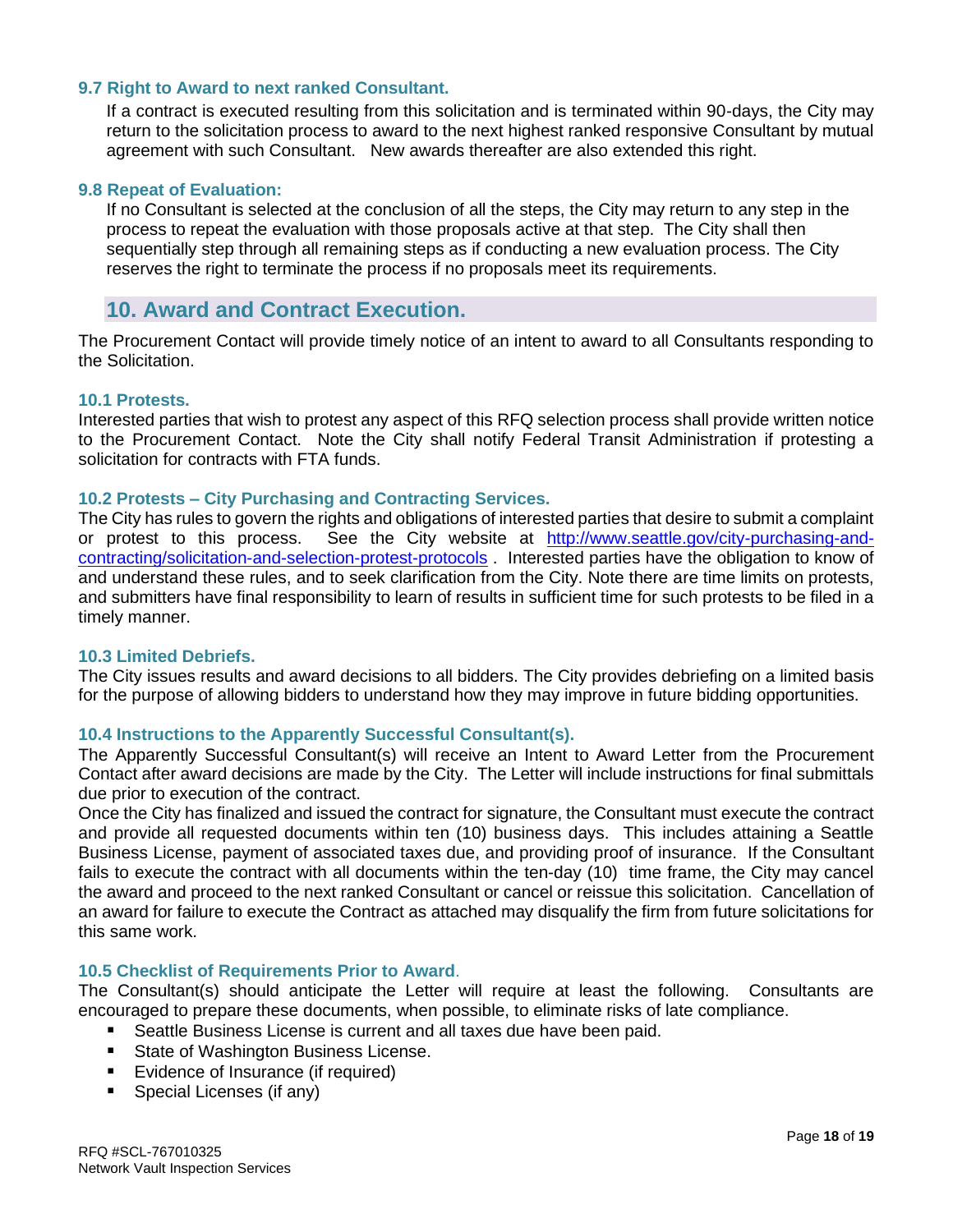### 9.7 Right to Award to next ranked Consultant.

If a contract is executed resulting from this solicitation and is terminated within 90-days, the City may return to the solicitation process to award to the next highest ranked responsive Consultant by mutual agreement with such Consultant. New awards thereafter are also extended this right.

### 9.8 Repeat of Evaluation:

If no Consultant is selected at the conclusion of all the steps, the City may return to any step in the process to repeat the evaluation with those proposals active at that step. The City shall then sequentially step through all remaining steps as if conducting a new evaluation process. The City reserves the right to terminate the process if no proposals meet its requirements.

## 10. Award and Contract Execution.

The Procurement Contact will provide timely notice of an intent to award to all Consultants responding to the Solicitation.

### 10.1 Protests.

Interested parties that wish to protest any aspect of this RFQ selection process shall provide written notice to the Procurement Contact. Note the City shall notify Federal Transit Administration if protesting a solicitation for contracts with FTA funds.

### 10.2 Protests – City Purchasing and Contracting Services.

The City has rules to govern the rights and obligations of interested parties that desire to submit a complaint or protest to this process. See the City website at [http://www.seattle.gov/city-purchasing-and-contracting/solicitation-and-selection-protest-protocols](http://www.seattle.gov/city-purchasing-and-contracting/solicitation-and-selection-protest-protocols) . Interested parties have the obligation to know of and understand these rules, and to seek clarification from the City. Note there are time limits on protests, and submitters have final responsibility to learn of results in sufficient time for such protests to be filed in a timely manner.

### 10.3 Limited Debriefs.

The City issues results and award decisions to all bidders. The City provides debriefing on a limited basis for the purpose of allowing bidders to understand how they may improve in future bidding opportunities.

### 10.4 Instructions to the Apparently Successful Consultant(s).

The Apparently Successful Consultant(s) will receive an Intent to Award Letter from the Procurement Contact after award decisions are made by the City. The Letter will include instructions for final submittals due prior to execution of the contract.

Once the City has finalized and issued the contract for signature, the Consultant must execute the contract and provide all requested documents within ten (10) business days. This includes attaining a Seattle Business License, payment of associated taxes due, and providing proof of insurance. If the Consultant fails to execute the contract with all documents within the ten-day (10) time frame, the City may cancel the award and proceed to the next ranked Consultant or cancel or reissue this solicitation. Cancellation of an award for failure to execute the Contract as attached may disqualify the firm from future solicitations for this same work.

### 10.5 Checklist of Requirements Prior to Award.

The Consultant(s) should anticipate the Letter will require at least the following. Consultants are encouraged to prepare these documents, when possible, to eliminate risks of late compliance.

- Seattle Business License is current and all taxes due have been paid.
- State of Washington Business License.
- Evidence of Insurance (if required)
- Special Licenses (if any)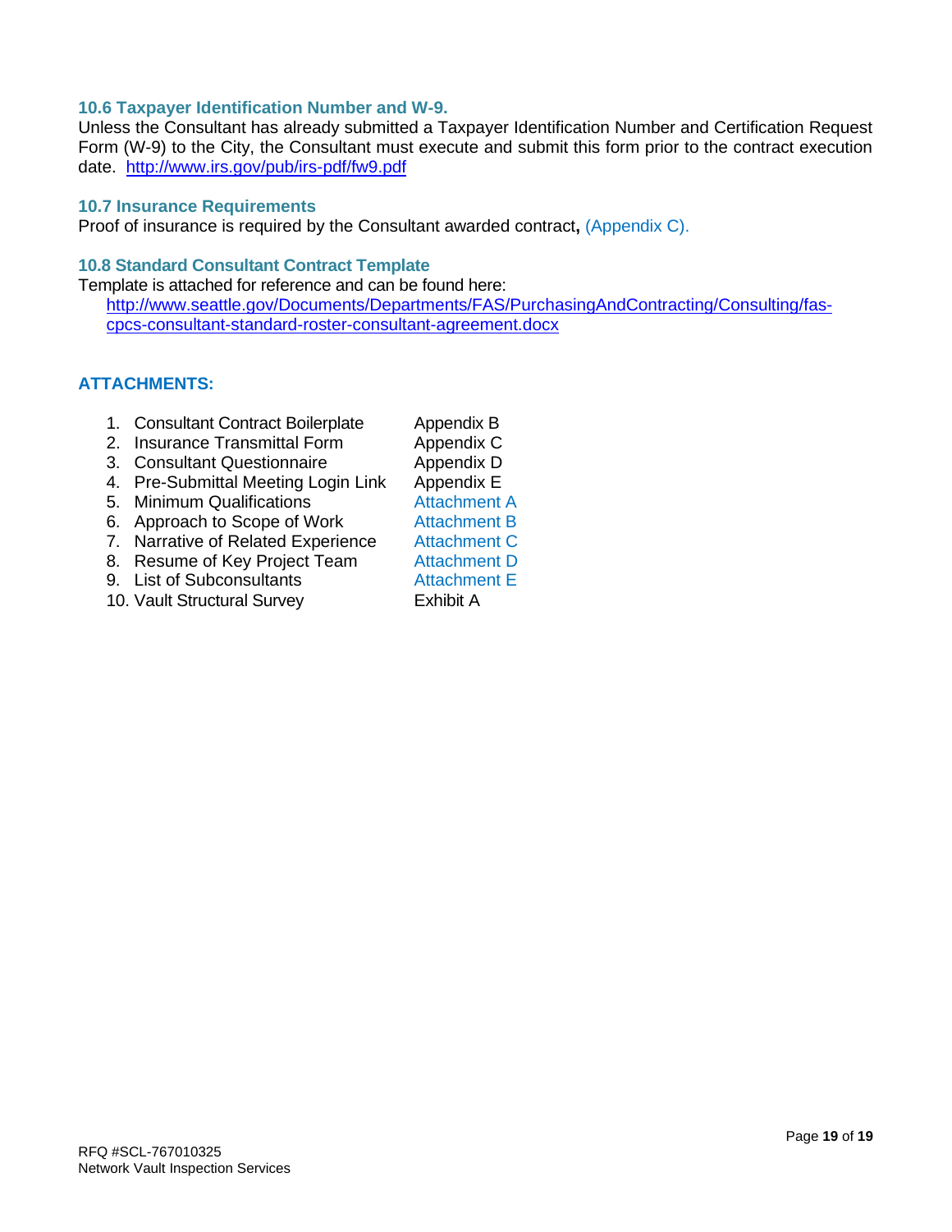### 10.6 Taxpayer Identification Number and W-9.

Unless the Consultant has already submitted a Taxpayer Identification Number and Certification Request Form (W-9) to the City, the Consultant must execute and submit this form prior to the contract execution date. http://www.irs.gov/pub/irs-pdf/fw9.pdf

### 10.7 Insurance Requirements

Proof of insurance is required by the Consultant awarded contract**,** (Appendix C).

### 10.8 Standard Consultant Contract Template

Template is attached for reference and can be found here:

http://www.seattle.gov/Documents/Departments/FAS/PurchasingAndContracting/Consulting/fas-cpcs-consultant-standard-roster-consultant-agreement.docx

## ATTACHMENTS:

| | | |
|---|---|---|
| 1. | Consultant Contract Boilerplate | Appendix B |
| 2. | Insurance Transmittal Form | Appendix C |
| 3. | Consultant Questionnaire | Appendix D |
| 4. | Pre-Submittal Meeting Login Link | Appendix E |
| 5. | Minimum Qualifications | Attachment A |
| 6. | Approach to Scope of Work | Attachment B |
| 7. | Narrative of Related Experience | Attachment C |
| 8. | Resume of Key Project Team | Attachment D |
| 9. | List of Subconsultants | Attachment E |
| 10. | Vault Structural Survey | Exhibit A |

RFQ #SCL-767010325
Network Vault Inspection Services